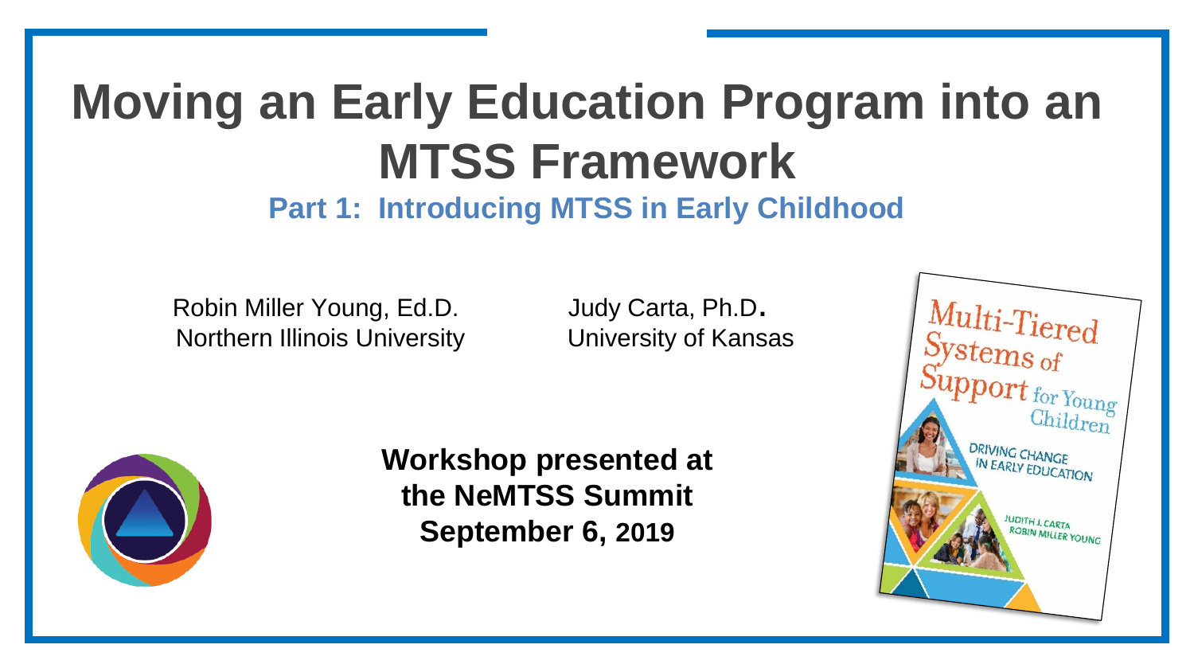# Moving an Early Education Program into an MTSS Framework

## Part 1: Introducing MTSS in Early Childhood

Robin Miller Young, Ed.D.
Northern Illinois University

Judy Carta, Ph.D.
University of Kansas

**Workshop presented at the NeMTSS Summit September 6, 2019**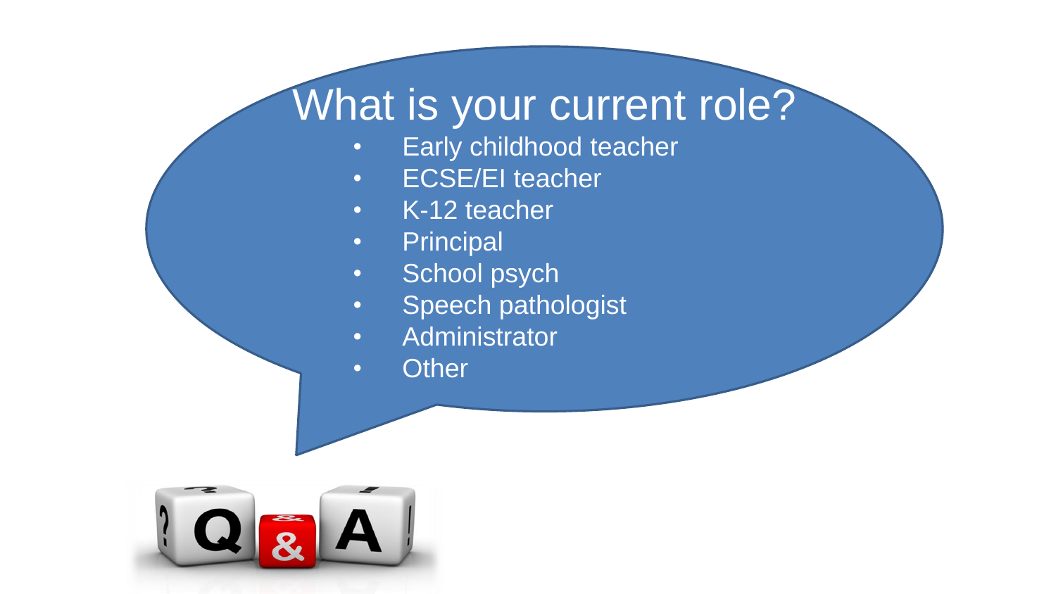# What is your current role?

- Early childhood teacher
- ECSE/EI teacher
- K-12 teacher
- Principal
- School psych
- Speech pathologist
- Administrator
- Other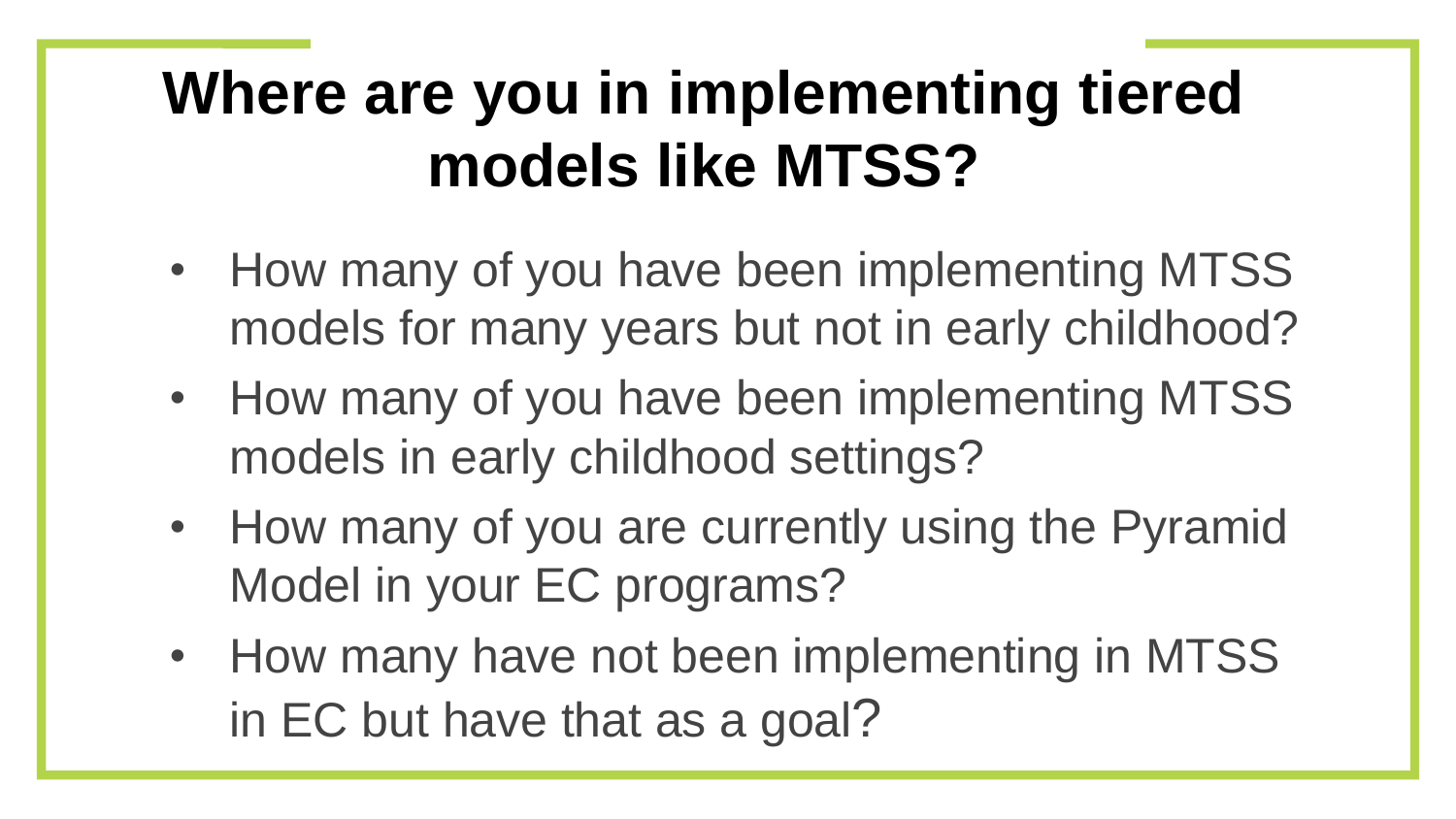# Where are you in implementing tiered models like MTSS?

- How many of you have been implementing MTSS models for many years but not in early childhood?
- How many of you have been implementing MTSS models in early childhood settings?
- How many of you are currently using the Pyramid Model in your EC programs?
- How many have not been implementing in MTSS in EC but have that as a goal?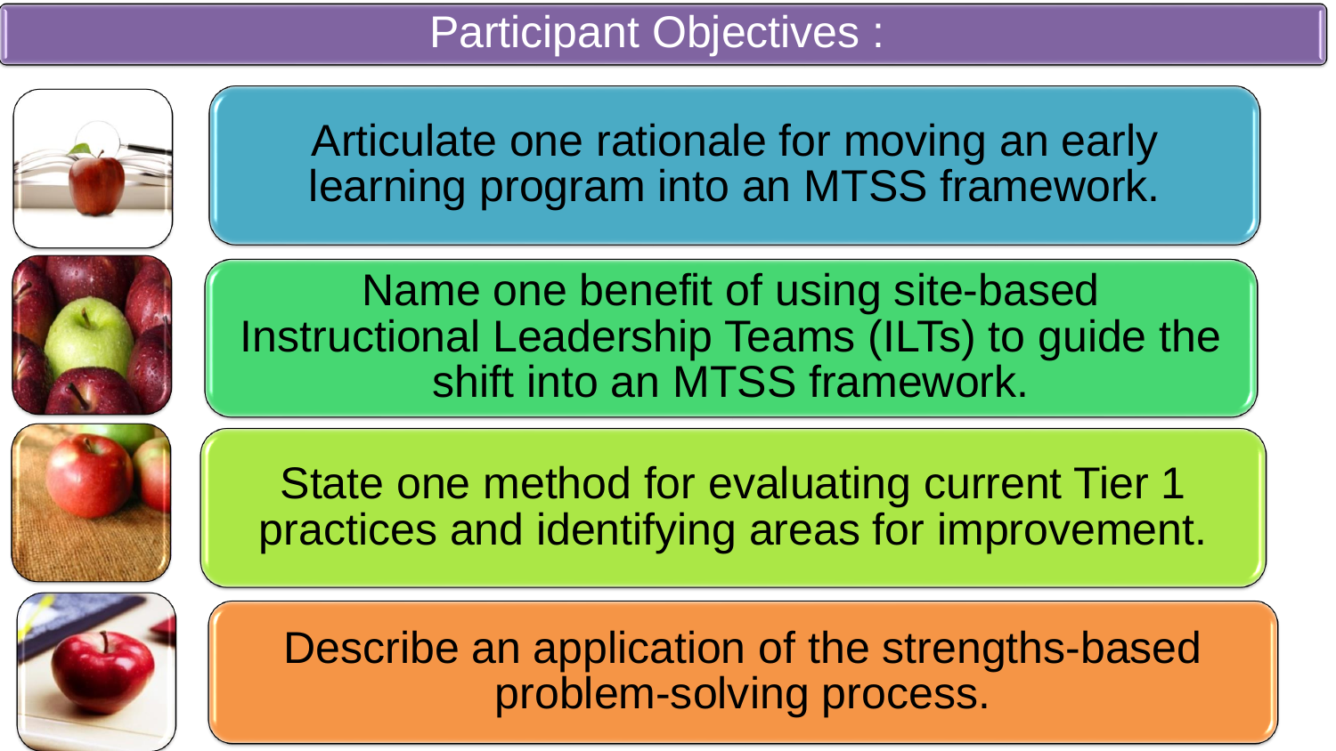# Participant Objectives :

- Articulate one rationale for moving an early learning program into an MTSS framework.
- Name one benefit of using site-based Instructional Leadership Teams (ILTs) to guide the shift into an MTSS framework.
- State one method for evaluating current Tier 1 practices and identifying areas for improvement.
- Describe an application of the strengths-based problem-solving process.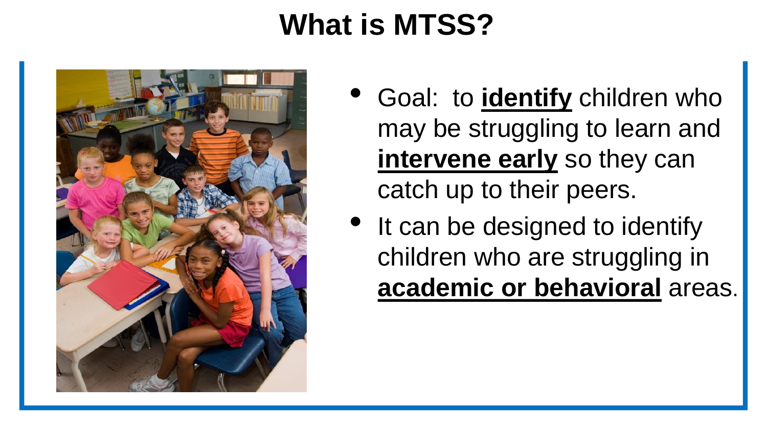# What is MTSS?

- Goal: to **identify** children who may be struggling to learn and **intervene early** so they can catch up to their peers.
- It can be designed to identify children who are struggling in **academic or behavioral** areas.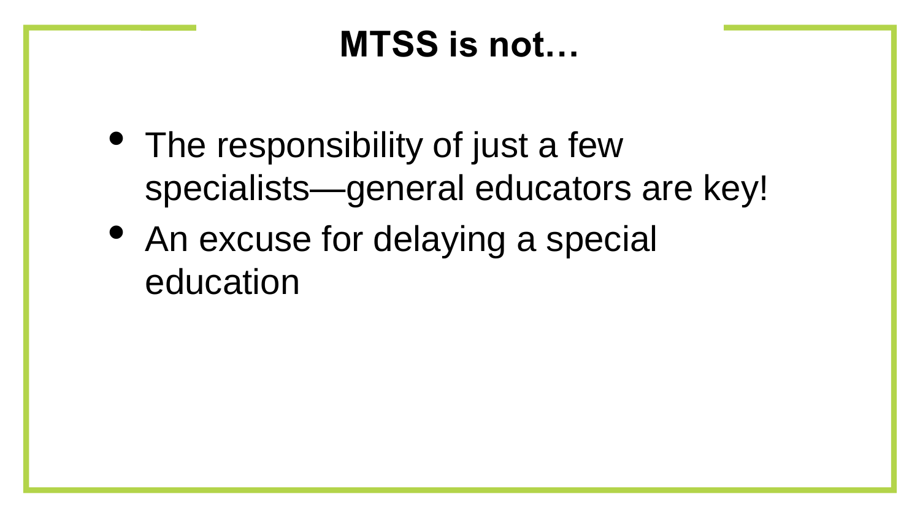# MTSS is not…

- The responsibility of just a few specialists—general educators are key!
- An excuse for delaying a special education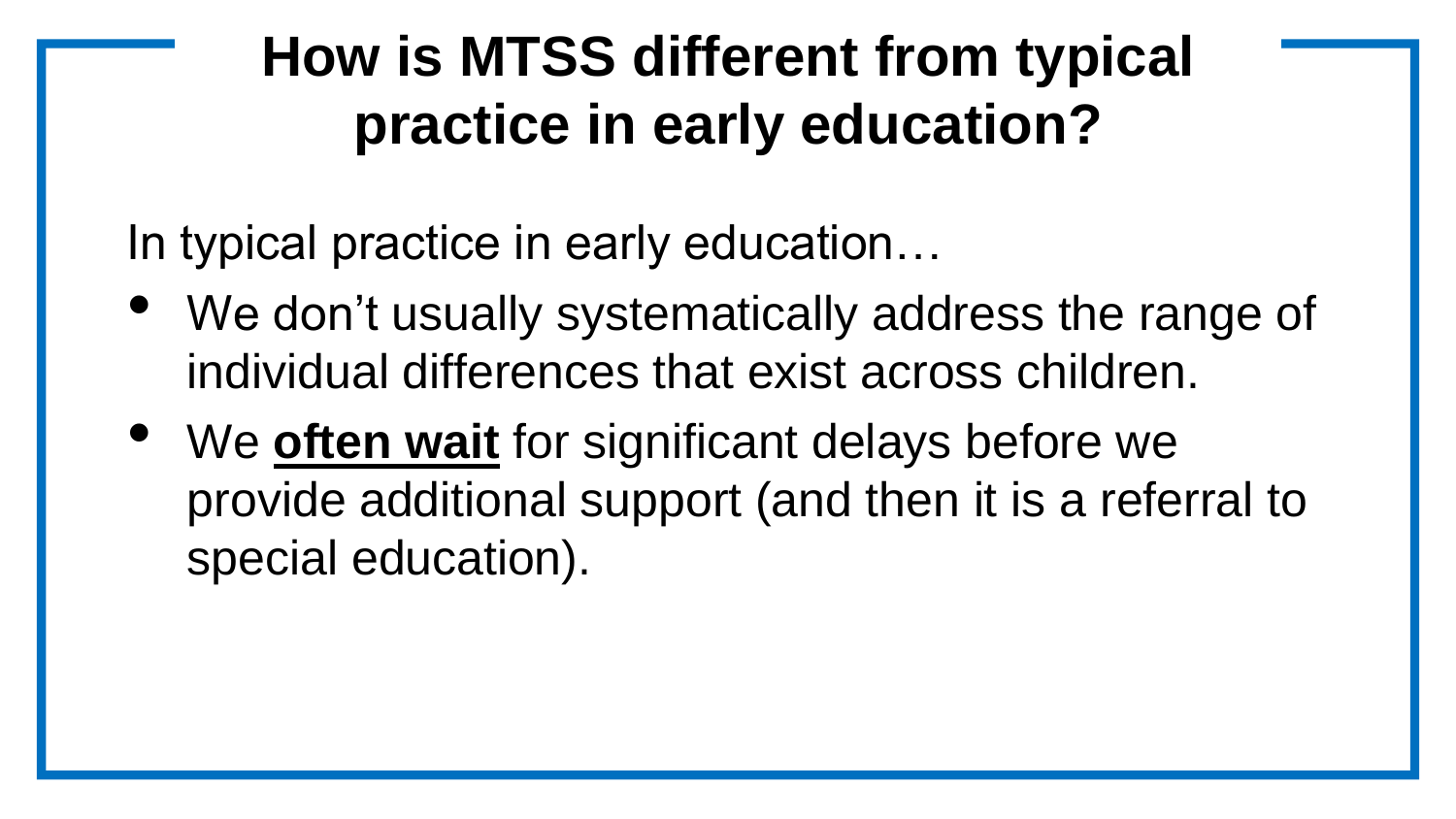# How is MTSS different from typical practice in early education?

In typical practice in early education…

- We don’t usually systematically address the range of individual differences that exist across children.
- We **<u>often wait</u>** for significant delays before we provide additional support (and then it is a referral to special education).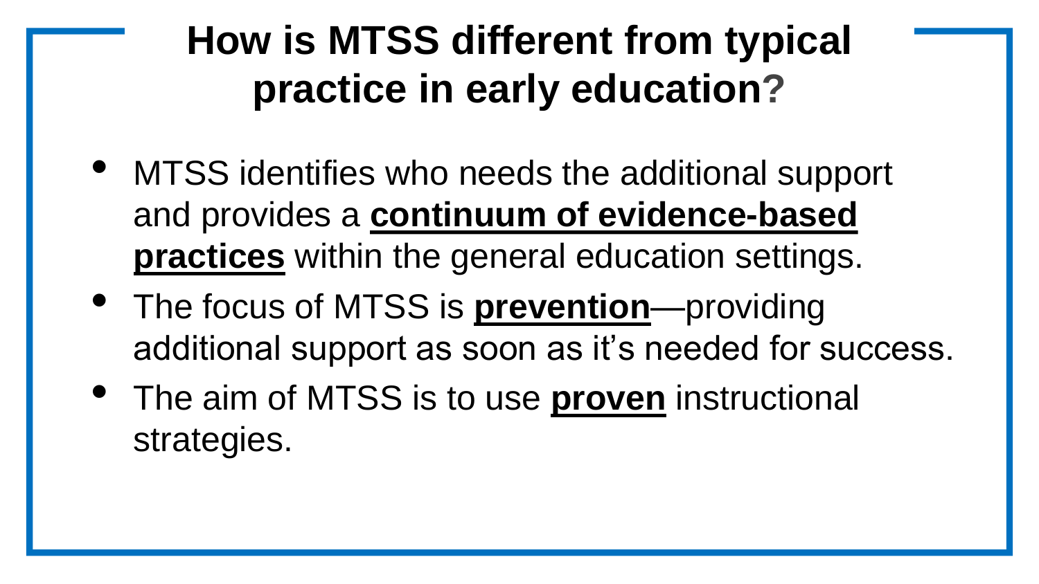# How is MTSS different from typical practice in early education?

- MTSS identifies who needs the additional support and provides a **continuum of evidence-based practices** within the general education settings.
- The focus of MTSS is **prevention**—providing additional support as soon as it's needed for success.
- The aim of MTSS is to use **proven** instructional strategies.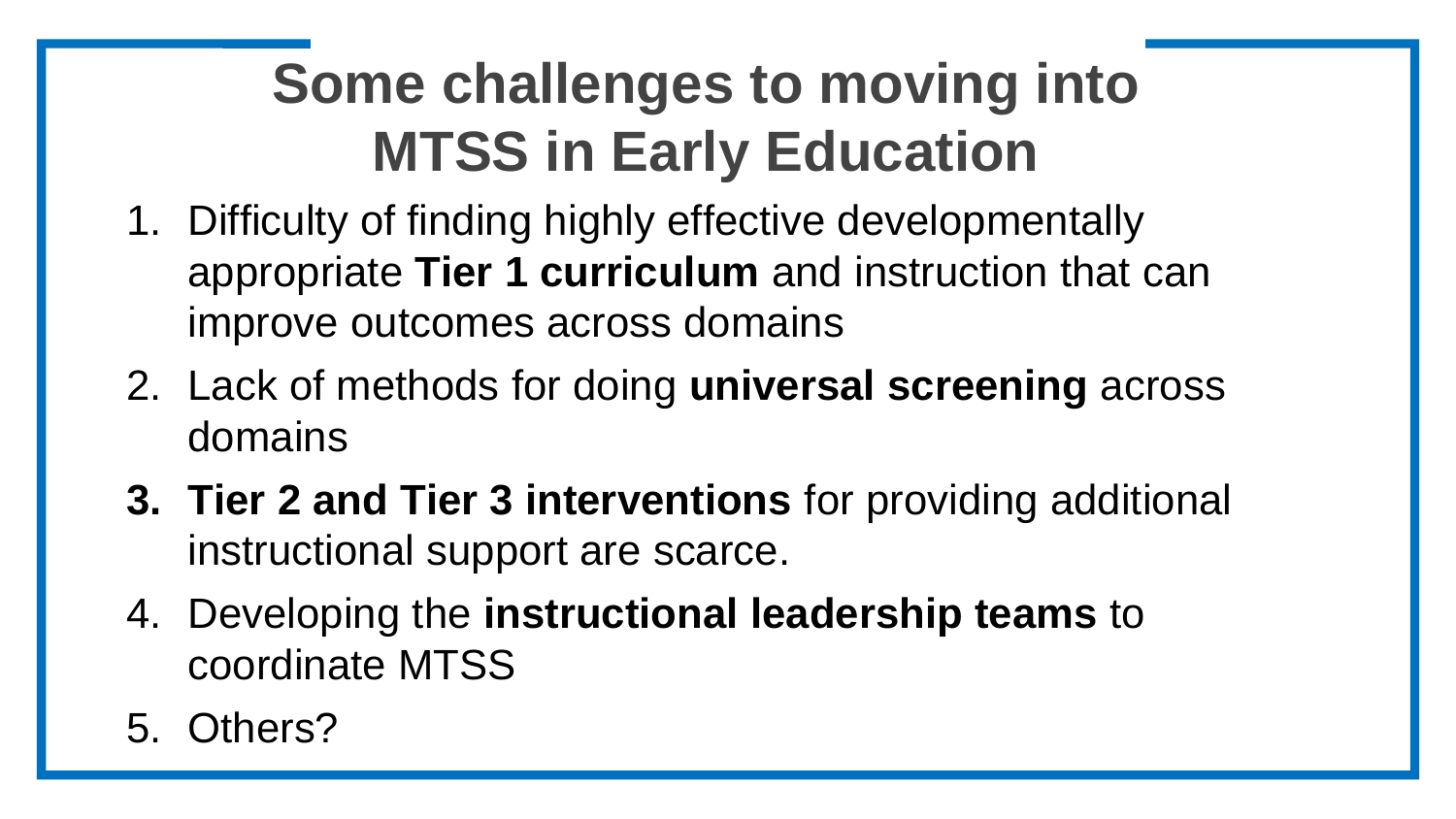# Some challenges to moving into MTSS in Early Education

1. Difficulty of finding highly effective developmentally appropriate **Tier 1 curriculum** and instruction that can improve outcomes across domains
2. Lack of methods for doing **universal screening** across domains
3. **Tier 2 and Tier 3 interventions** for providing additional instructional support are scarce.
4. Developing the **instructional leadership teams** to coordinate MTSS
5. Others?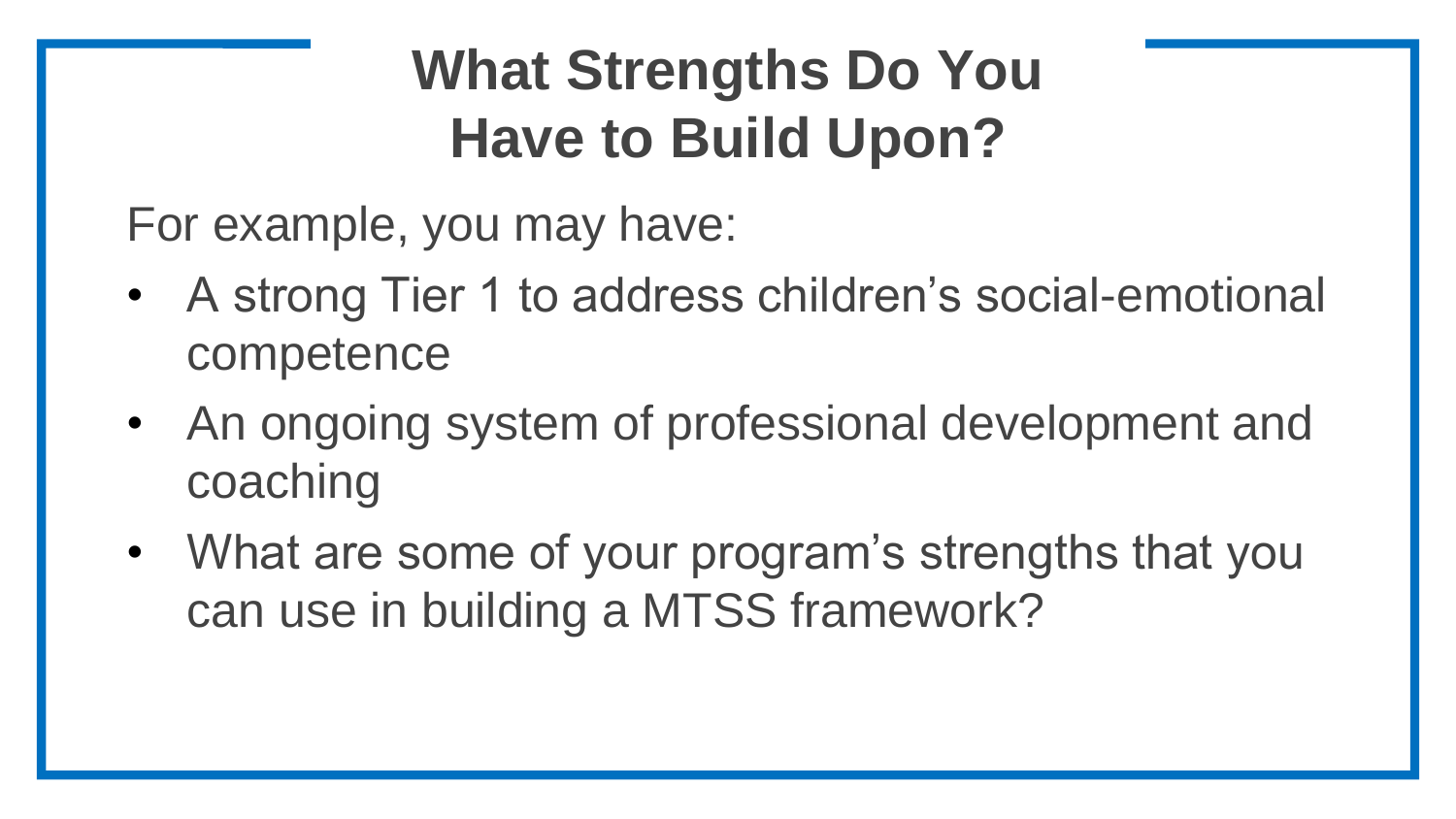# What Strengths Do You Have to Build Upon?

For example, you may have:

- A strong Tier 1 to address children's social-emotional competence
- An ongoing system of professional development and coaching
- What are some of your program's strengths that you can use in building a MTSS framework?